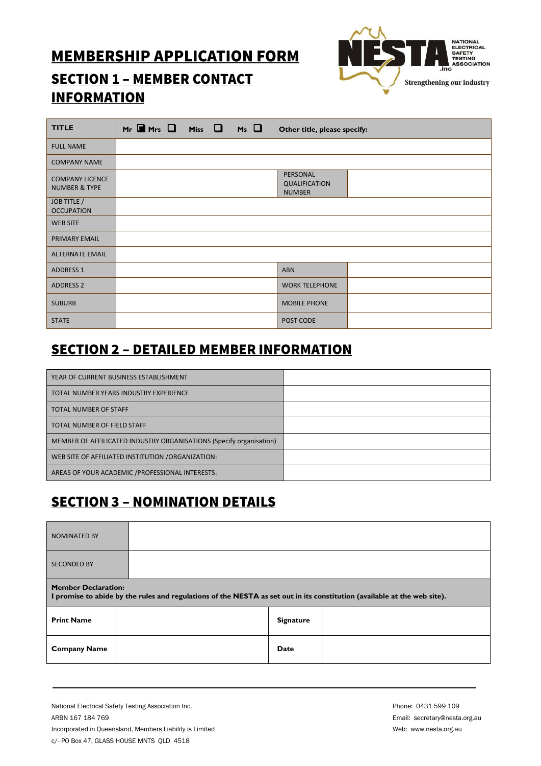# MEMBERSHIP APPLICATION FORM

NESTA .inc — NATIONAL ELECTRICAL SAFETY TESTING ASSOCIATION — Strengthening our industry

## SECTION 1 – MEMBER CONTACT INFORMATION

| TITLE | Mr ☐ Mrs ☐ Miss ☐ Ms ☐ Other title, please specify: | | |
|---|---|---|---|
| FULL NAME | | | |
| COMPANY NAME | | | |
| COMPANY LICENCE NUMBER & TYPE | | PERSONAL QUALIFICATION NUMBER | |
| JOB TITLE / OCCUPATION | | | |
| WEB SITE | | | |
| PRIMARY EMAIL | | | |
| ALTERNATE EMAIL | | | |
| ADDRESS 1 | | ABN | |
| ADDRESS 2 | | WORK TELEPHONE | |
| SUBURB | | MOBILE PHONE | |
| STATE | | POST CODE | |

## SECTION 2 – DETAILED MEMBER INFORMATION

| | |
|---|---|
| YEAR OF CURRENT BUSINESS ESTABLISHMENT | |
| TOTAL NUMBER YEARS INDUSTRY EXPERIENCE | |
| TOTAL NUMBER OF STAFF | |
| TOTAL NUMBER OF FIELD STAFF | |
| MEMBER OF AFFILICATED INDUSTRY ORGANISATIONS (Specify organisation) | |
| WEB SITE OF AFFILIATED INSTITUTION /ORGANIZATION: | |
| AREAS OF YOUR ACADEMIC /PROFESSIONAL INTERESTS: | |

## SECTION 3 – NOMINATION DETAILS

| | |
|---|---|
| NOMINATED BY | |
| SECONDED BY | |

**Member Declaration:**
**I promise to abide by the rules and regulations of the NESTA as set out in its constitution (available at the web site).**

| | | | |
|---|---|---|---|
| **Print Name** | | **Signature** | |
| **Company Name** | | **Date** | |

National Electrical Safety Testing Association Inc.
ARBN 167 184 769
Incorporated in Queensland, Members Liability is Limited
c/- PO Box 47, GLASS HOUSE MNTS QLD 4518

Phone: 0431 599 109
Email: secretary@nesta.org.au
Web: www.nesta.org.au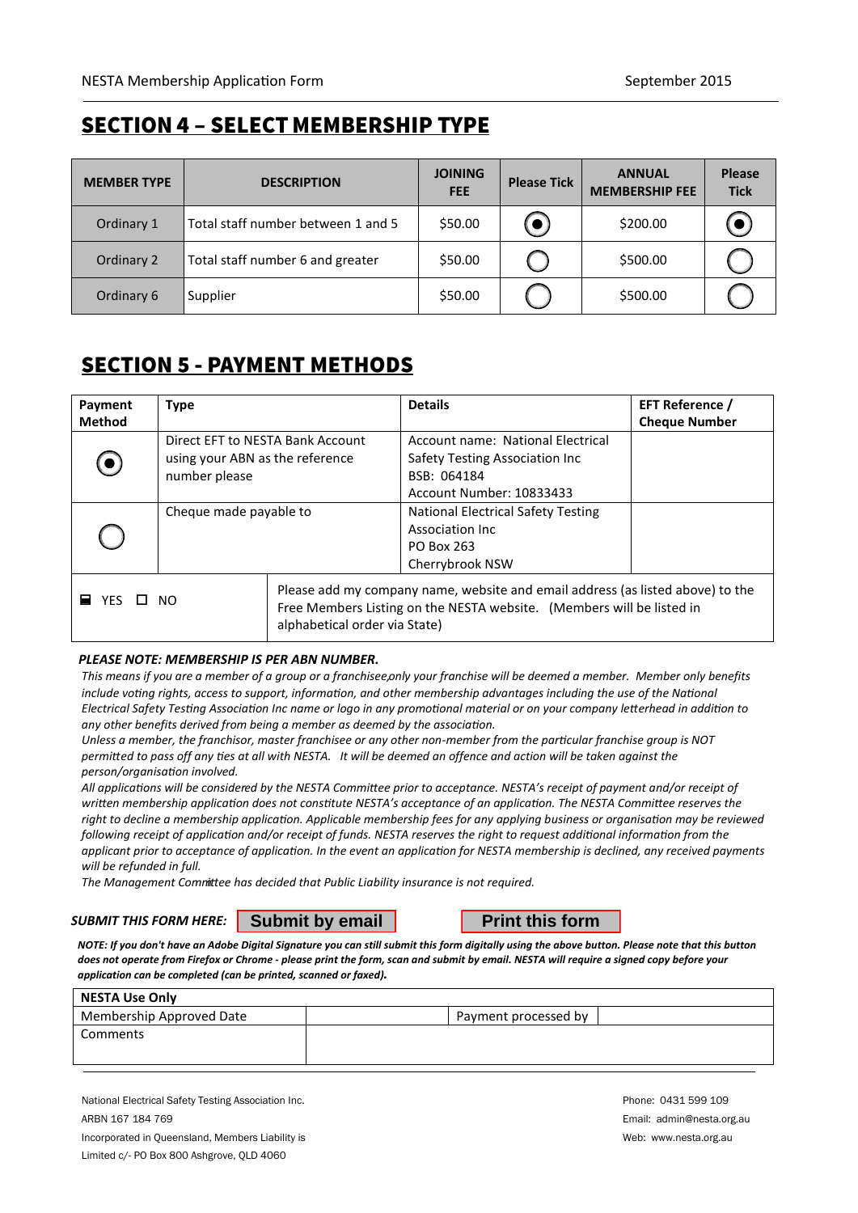## SECTION 4 – SELECT MEMBERSHIP TYPE

| MEMBER TYPE | DESCRIPTION | JOINING FEE | Please Tick | ANNUAL MEMBERSHIP FEE | Please Tick |
|---|---|---|---|---|---|
| Ordinary 1 | Total staff number between 1 and 5 | $50.00 | ◉ | $200.00 | ◉ |
| Ordinary 2 | Total staff number 6 and greater | $50.00 | ○ | $500.00 | ○ |
| Ordinary 6 | Supplier | $50.00 | ○ | $500.00 | ○ |

## SECTION 5 - PAYMENT METHODS

| Payment Method | Type | Details | EFT Reference / Cheque Number |
|---|---|---|---|
| ◉ | Direct EFT to NESTA Bank Account using your ABN as the reference number please | Account name: National Electrical Safety Testing Association Inc<br>BSB: 064184<br>Account Number: 10833433 | |
| ○ | Cheque made payable to | National Electrical Safety Testing Association Inc<br>PO Box 263<br>Cherrybrook NSW | |
| ■ YES ☐ NO | Please add my company name, website and email address (as listed above) to the Free Members Listing on the NESTA website. (Members will be listed in alphabetical order via State) | | |

***PLEASE NOTE: MEMBERSHIP IS PER ABN NUMBER.***

*This means if you are a member of a group or a franchisee,only your franchise will be deemed a member. Member only benefits include voting rights, access to support, information, and other membership advantages including the use of the National Electrical Safety Testing Association Inc name or logo in any promotional material or on your company letterhead in addition to any other benefits derived from being a member as deemed by the association.*

*Unless a member, the franchisor, master franchisee or any other non-member from the particular franchise group is NOT permitted to pass off any ties at all with NESTA. It will be deemed an offence and action will be taken against the person/organisation involved.*

*All applications will be considered by the NESTA Committee prior to acceptance. NESTA's receipt of payment and/or receipt of written membership application does not constitute NESTA's acceptance of an application. The NESTA Committee reserves the right to decline a membership application. Applicable membership fees for any applying business or organisation may be reviewed following receipt of application and/or receipt of funds. NESTA reserves the right to request additional information from the applicant prior to acceptance of application. In the event an application for NESTA membership is declined, any received payments will be refunded in full.*

*The Management Committee has decided that Public Liability insurance is not required.*

***SUBMIT THIS FORM HERE:*** **Submit by email** **Print this form**

***NOTE: If you don't have an Adobe Digital Signature you can still submit this form digitally using the above button. Please note that this button does not operate from Firefox or Chrome - please print the form, scan and submit by email. NESTA will require a signed copy before your application can be completed (can be printed, scanned or faxed).***

| NESTA Use Only | | | |
|---|---|---|---|
| Membership Approved Date | | Payment processed by | |
| Comments | | | |

National Electrical Safety Testing Association Inc.
ARBN 167 184 769
Incorporated in Queensland, Members Liability is Limited c/- PO Box 800 Ashgrove, QLD 4060

Phone: 0431 599 109
Email: admin@nesta.org.au
Web: www.nesta.org.au